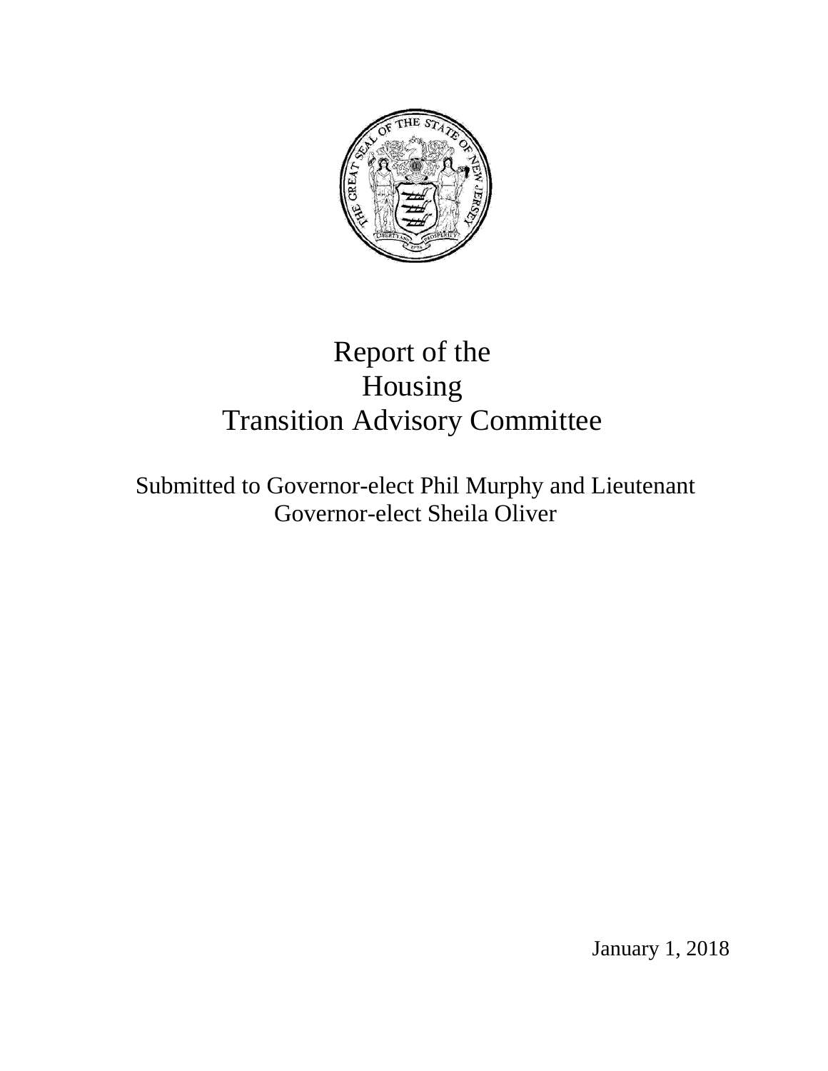# Report of the Housing Transition Advisory Committee

Submitted to Governor-elect Phil Murphy and Lieutenant Governor-elect Sheila Oliver

January 1, 2018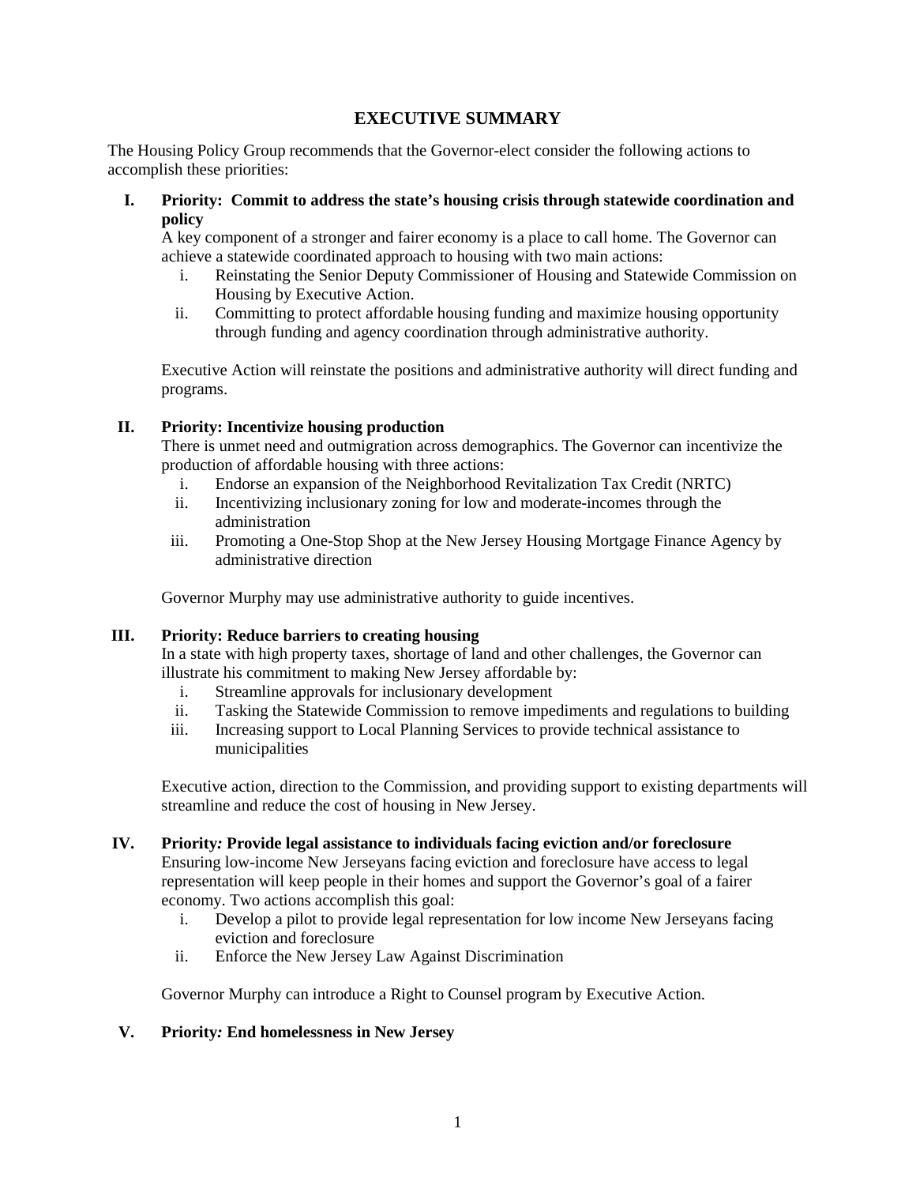# EXECUTIVE SUMMARY

The Housing Policy Group recommends that the Governor-elect consider the following actions to accomplish these priorities:

**I. Priority: Commit to address the state's housing crisis through statewide coordination and policy**

A key component of a stronger and fairer economy is a place to call home. The Governor can achieve a statewide coordinated approach to housing with two main actions:

i. Reinstating the Senior Deputy Commissioner of Housing and Statewide Commission on Housing by Executive Action.

ii. Committing to protect affordable housing funding and maximize housing opportunity through funding and agency coordination through administrative authority.

Executive Action will reinstate the positions and administrative authority will direct funding and programs.

**II. Priority: Incentivize housing production**

There is unmet need and outmigration across demographics. The Governor can incentivize the production of affordable housing with three actions:

i. Endorse an expansion of the Neighborhood Revitalization Tax Credit (NRTC)

ii. Incentivizing inclusionary zoning for low and moderate-incomes through the administration

iii. Promoting a One-Stop Shop at the New Jersey Housing Mortgage Finance Agency by administrative direction

Governor Murphy may use administrative authority to guide incentives.

**III. Priority: Reduce barriers to creating housing**

In a state with high property taxes, shortage of land and other challenges, the Governor can illustrate his commitment to making New Jersey affordable by:

i. Streamline approvals for inclusionary development

ii. Tasking the Statewide Commission to remove impediments and regulations to building

iii. Increasing support to Local Planning Services to provide technical assistance to municipalities

Executive action, direction to the Commission, and providing support to existing departments will streamline and reduce the cost of housing in New Jersey.

**IV. Priority*:* Provide legal assistance to individuals facing eviction and/or foreclosure**

Ensuring low-income New Jerseyans facing eviction and foreclosure have access to legal representation will keep people in their homes and support the Governor's goal of a fairer economy. Two actions accomplish this goal:

i. Develop a pilot to provide legal representation for low income New Jerseyans facing eviction and foreclosure

ii. Enforce the New Jersey Law Against Discrimination

Governor Murphy can introduce a Right to Counsel program by Executive Action.

**V. Priority*:* End homelessness in New Jersey**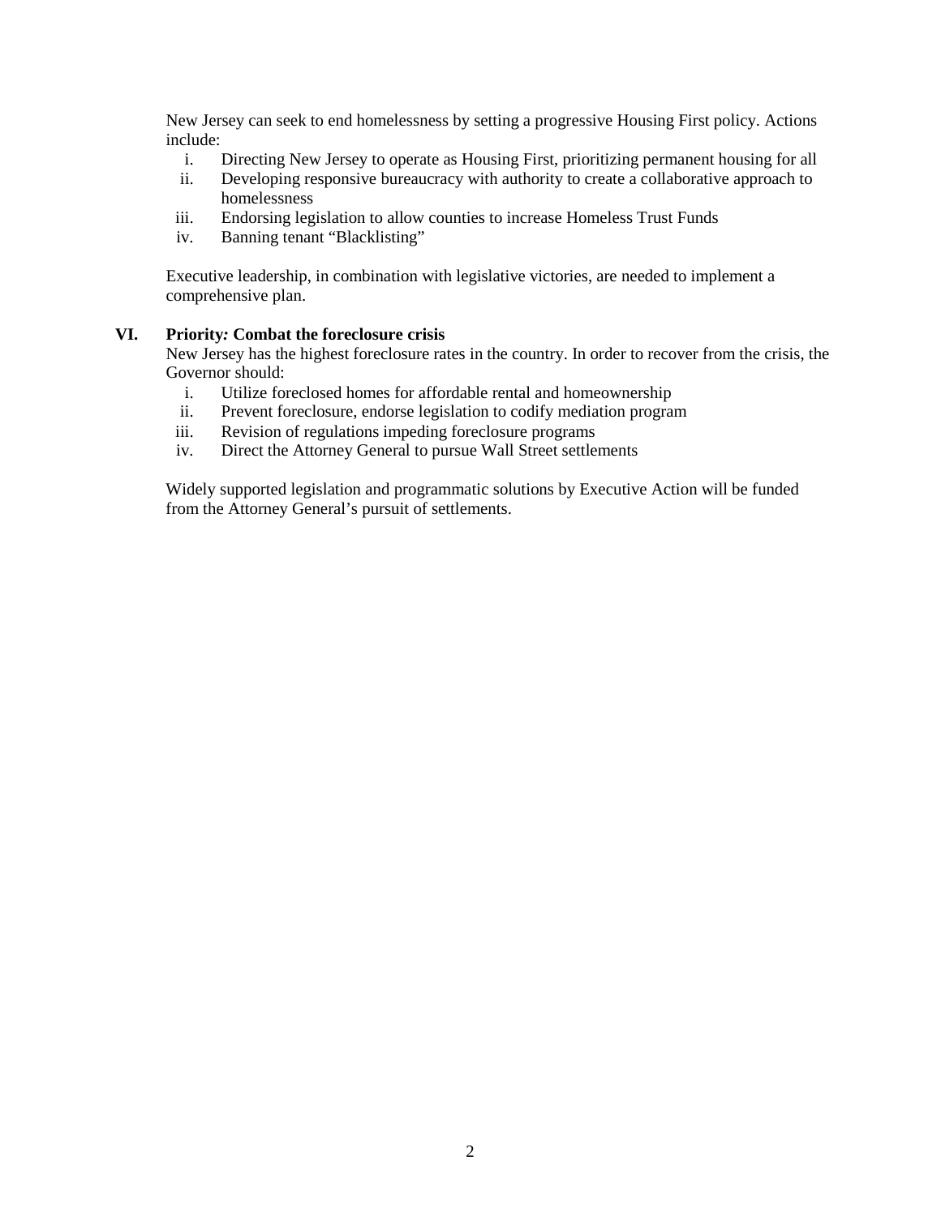New Jersey can seek to end homelessness by setting a progressive Housing First policy. Actions include:

i. Directing New Jersey to operate as Housing First, prioritizing permanent housing for all
ii. Developing responsive bureaucracy with authority to create a collaborative approach to homelessness
iii. Endorsing legislation to allow counties to increase Homeless Trust Funds
iv. Banning tenant "Blacklisting"

Executive leadership, in combination with legislative victories, are needed to implement a comprehensive plan.

## VI. Priority*:* Combat the foreclosure crisis

New Jersey has the highest foreclosure rates in the country. In order to recover from the crisis, the Governor should:

i. Utilize foreclosed homes for affordable rental and homeownership
ii. Prevent foreclosure, endorse legislation to codify mediation program
iii. Revision of regulations impeding foreclosure programs
iv. Direct the Attorney General to pursue Wall Street settlements

Widely supported legislation and programmatic solutions by Executive Action will be funded from the Attorney General's pursuit of settlements.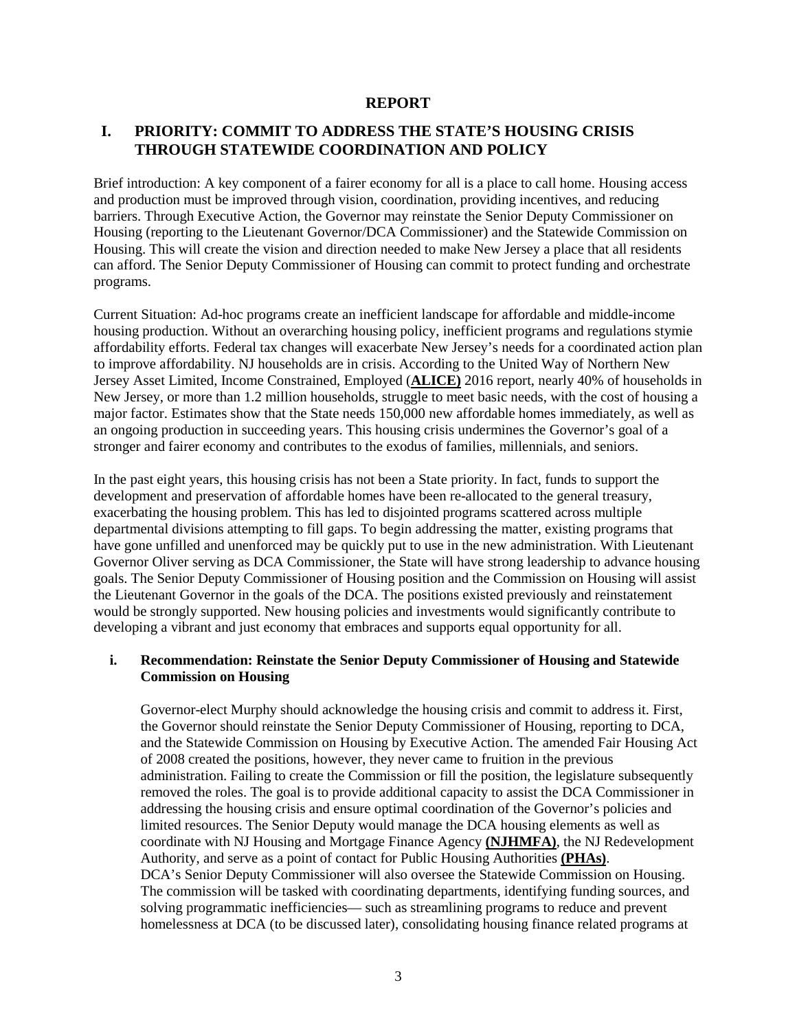# REPORT

## I. PRIORITY: COMMIT TO ADDRESS THE STATE'S HOUSING CRISIS THROUGH STATEWIDE COORDINATION AND POLICY

Brief introduction: A key component of a fairer economy for all is a place to call home. Housing access and production must be improved through vision, coordination, providing incentives, and reducing barriers. Through Executive Action, the Governor may reinstate the Senior Deputy Commissioner on Housing (reporting to the Lieutenant Governor/DCA Commissioner) and the Statewide Commission on Housing. This will create the vision and direction needed to make New Jersey a place that all residents can afford. The Senior Deputy Commissioner of Housing can commit to protect funding and orchestrate programs.

Current Situation: Ad-hoc programs create an inefficient landscape for affordable and middle-income housing production. Without an overarching housing policy, inefficient programs and regulations stymie affordability efforts. Federal tax changes will exacerbate New Jersey's needs for a coordinated action plan to improve affordability. NJ households are in crisis. According to the United Way of Northern New Jersey Asset Limited, Income Constrained, Employed (**ALICE**) 2016 report, nearly 40% of households in New Jersey, or more than 1.2 million households, struggle to meet basic needs, with the cost of housing a major factor. Estimates show that the State needs 150,000 new affordable homes immediately, as well as an ongoing production in succeeding years. This housing crisis undermines the Governor's goal of a stronger and fairer economy and contributes to the exodus of families, millennials, and seniors.

In the past eight years, this housing crisis has not been a State priority. In fact, funds to support the development and preservation of affordable homes have been re-allocated to the general treasury, exacerbating the housing problem. This has led to disjointed programs scattered across multiple departmental divisions attempting to fill gaps. To begin addressing the matter, existing programs that have gone unfilled and unenforced may be quickly put to use in the new administration. With Lieutenant Governor Oliver serving as DCA Commissioner, the State will have strong leadership to advance housing goals. The Senior Deputy Commissioner of Housing position and the Commission on Housing will assist the Lieutenant Governor in the goals of the DCA. The positions existed previously and reinstatement would be strongly supported. New housing policies and investments would significantly contribute to developing a vibrant and just economy that embraces and supports equal opportunity for all.

### i. Recommendation: Reinstate the Senior Deputy Commissioner of Housing and Statewide Commission on Housing

Governor-elect Murphy should acknowledge the housing crisis and commit to address it. First, the Governor should reinstate the Senior Deputy Commissioner of Housing, reporting to DCA, and the Statewide Commission on Housing by Executive Action. The amended Fair Housing Act of 2008 created the positions, however, they never came to fruition in the previous administration. Failing to create the Commission or fill the position, the legislature subsequently removed the roles. The goal is to provide additional capacity to assist the DCA Commissioner in addressing the housing crisis and ensure optimal coordination of the Governor's policies and limited resources. The Senior Deputy would manage the DCA housing elements as well as coordinate with NJ Housing and Mortgage Finance Agency **(NJHMFA)**, the NJ Redevelopment Authority, and serve as a point of contact for Public Housing Authorities **(PHAs)**.
DCA's Senior Deputy Commissioner will also oversee the Statewide Commission on Housing. The commission will be tasked with coordinating departments, identifying funding sources, and solving programmatic inefficiencies— such as streamlining programs to reduce and prevent homelessness at DCA (to be discussed later), consolidating housing finance related programs at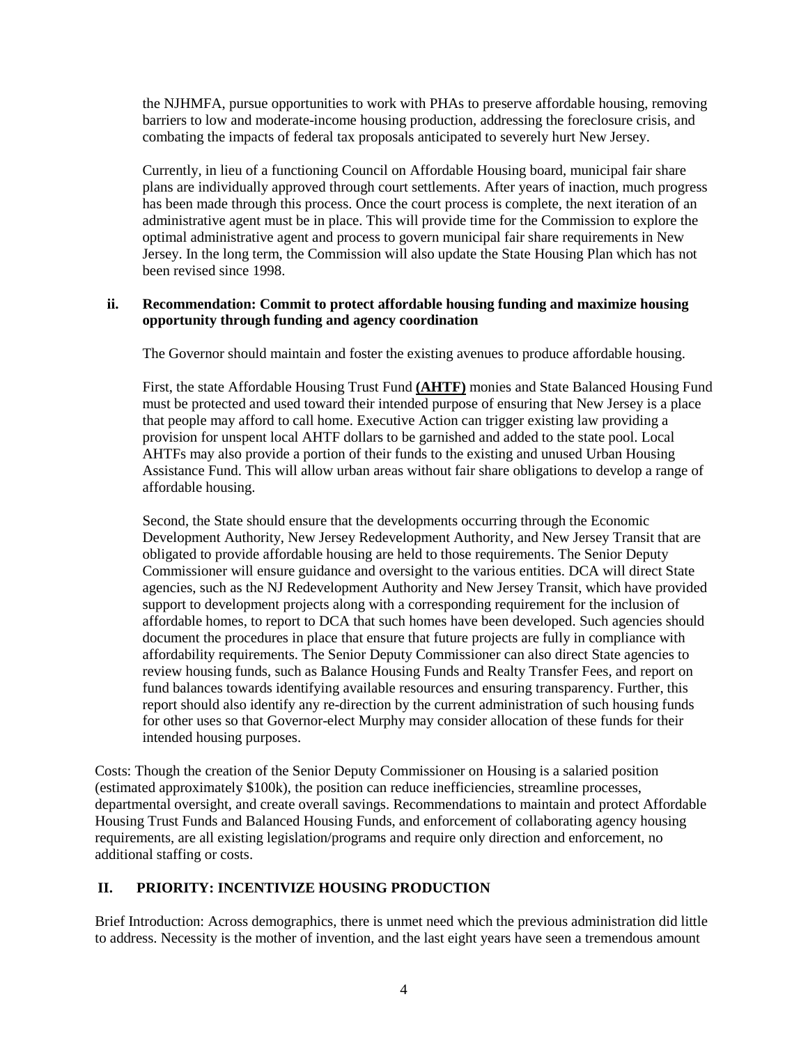the NJHMFA, pursue opportunities to work with PHAs to preserve affordable housing, removing barriers to low and moderate-income housing production, addressing the foreclosure crisis, and combating the impacts of federal tax proposals anticipated to severely hurt New Jersey.

Currently, in lieu of a functioning Council on Affordable Housing board, municipal fair share plans are individually approved through court settlements. After years of inaction, much progress has been made through this process. Once the court process is complete, the next iteration of an administrative agent must be in place. This will provide time for the Commission to explore the optimal administrative agent and process to govern municipal fair share requirements in New Jersey. In the long term, the Commission will also update the State Housing Plan which has not been revised since 1998.

### ii. Recommendation: Commit to protect affordable housing funding and maximize housing opportunity through funding and agency coordination

The Governor should maintain and foster the existing avenues to produce affordable housing.

First, the state Affordable Housing Trust Fund **(AHTF)** monies and State Balanced Housing Fund must be protected and used toward their intended purpose of ensuring that New Jersey is a place that people may afford to call home. Executive Action can trigger existing law providing a provision for unspent local AHTF dollars to be garnished and added to the state pool. Local AHTFs may also provide a portion of their funds to the existing and unused Urban Housing Assistance Fund. This will allow urban areas without fair share obligations to develop a range of affordable housing.

Second, the State should ensure that the developments occurring through the Economic Development Authority, New Jersey Redevelopment Authority, and New Jersey Transit that are obligated to provide affordable housing are held to those requirements. The Senior Deputy Commissioner will ensure guidance and oversight to the various entities. DCA will direct State agencies, such as the NJ Redevelopment Authority and New Jersey Transit, which have provided support to development projects along with a corresponding requirement for the inclusion of affordable homes, to report to DCA that such homes have been developed. Such agencies should document the procedures in place that ensure that future projects are fully in compliance with affordability requirements. The Senior Deputy Commissioner can also direct State agencies to review housing funds, such as Balance Housing Funds and Realty Transfer Fees, and report on fund balances towards identifying available resources and ensuring transparency. Further, this report should also identify any re-direction by the current administration of such housing funds for other uses so that Governor-elect Murphy may consider allocation of these funds for their intended housing purposes.

Costs: Though the creation of the Senior Deputy Commissioner on Housing is a salaried position (estimated approximately $100k), the position can reduce inefficiencies, streamline processes, departmental oversight, and create overall savings. Recommendations to maintain and protect Affordable Housing Trust Funds and Balanced Housing Funds, and enforcement of collaborating agency housing requirements, are all existing legislation/programs and require only direction and enforcement, no additional staffing or costs.

## II. PRIORITY: INCENTIVIZE HOUSING PRODUCTION

Brief Introduction: Across demographics, there is unmet need which the previous administration did little to address. Necessity is the mother of invention, and the last eight years have seen a tremendous amount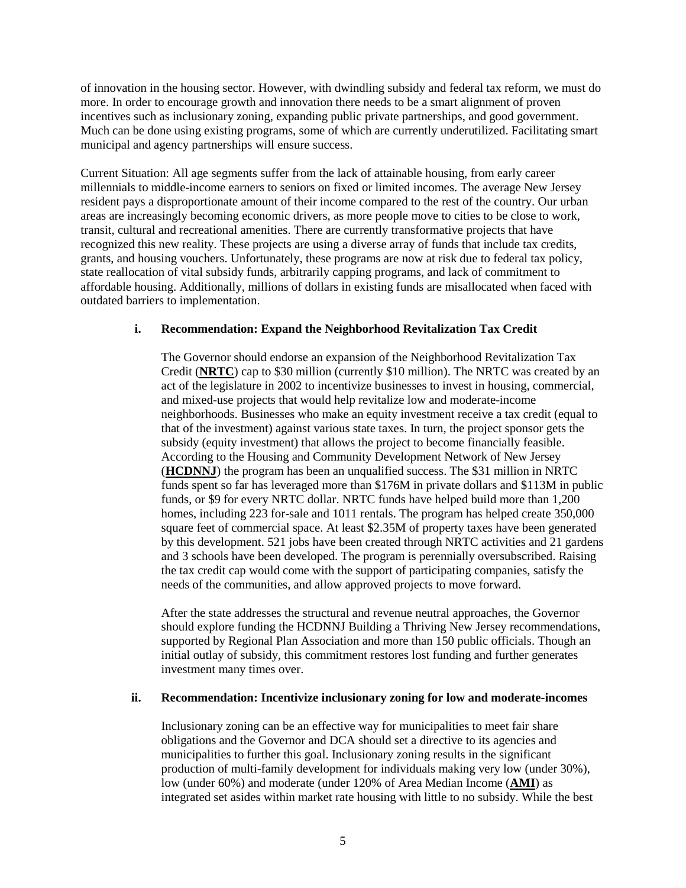of innovation in the housing sector. However, with dwindling subsidy and federal tax reform, we must do more. In order to encourage growth and innovation there needs to be a smart alignment of proven incentives such as inclusionary zoning, expanding public private partnerships, and good government. Much can be done using existing programs, some of which are currently underutilized. Facilitating smart municipal and agency partnerships will ensure success.

Current Situation: All age segments suffer from the lack of attainable housing, from early career millennials to middle-income earners to seniors on fixed or limited incomes. The average New Jersey resident pays a disproportionate amount of their income compared to the rest of the country. Our urban areas are increasingly becoming economic drivers, as more people move to cities to be close to work, transit, cultural and recreational amenities. There are currently transformative projects that have recognized this new reality. These projects are using a diverse array of funds that include tax credits, grants, and housing vouchers. Unfortunately, these programs are now at risk due to federal tax policy, state reallocation of vital subsidy funds, arbitrarily capping programs, and lack of commitment to affordable housing. Additionally, millions of dollars in existing funds are misallocated when faced with outdated barriers to implementation.

**i. Recommendation: Expand the Neighborhood Revitalization Tax Credit**

The Governor should endorse an expansion of the Neighborhood Revitalization Tax Credit (**NRTC**) cap to $30 million (currently $10 million). The NRTC was created by an act of the legislature in 2002 to incentivize businesses to invest in housing, commercial, and mixed-use projects that would help revitalize low and moderate-income neighborhoods. Businesses who make an equity investment receive a tax credit (equal to that of the investment) against various state taxes. In turn, the project sponsor gets the subsidy (equity investment) that allows the project to become financially feasible. According to the Housing and Community Development Network of New Jersey (**HCDNNJ**) the program has been an unqualified success. The $31 million in NRTC funds spent so far has leveraged more than $176M in private dollars and $113M in public funds, or $9 for every NRTC dollar. NRTC funds have helped build more than 1,200 homes, including 223 for-sale and 1011 rentals. The program has helped create 350,000 square feet of commercial space. At least $2.35M of property taxes have been generated by this development. 521 jobs have been created through NRTC activities and 21 gardens and 3 schools have been developed. The program is perennially oversubscribed. Raising the tax credit cap would come with the support of participating companies, satisfy the needs of the communities, and allow approved projects to move forward.

After the state addresses the structural and revenue neutral approaches, the Governor should explore funding the HCDNNJ Building a Thriving New Jersey recommendations, supported by Regional Plan Association and more than 150 public officials. Though an initial outlay of subsidy, this commitment restores lost funding and further generates investment many times over.

**ii. Recommendation: Incentivize inclusionary zoning for low and moderate-incomes**

Inclusionary zoning can be an effective way for municipalities to meet fair share obligations and the Governor and DCA should set a directive to its agencies and municipalities to further this goal. Inclusionary zoning results in the significant production of multi-family development for individuals making very low (under 30%), low (under 60%) and moderate (under 120% of Area Median Income (**AMI**) as integrated set asides within market rate housing with little to no subsidy. While the best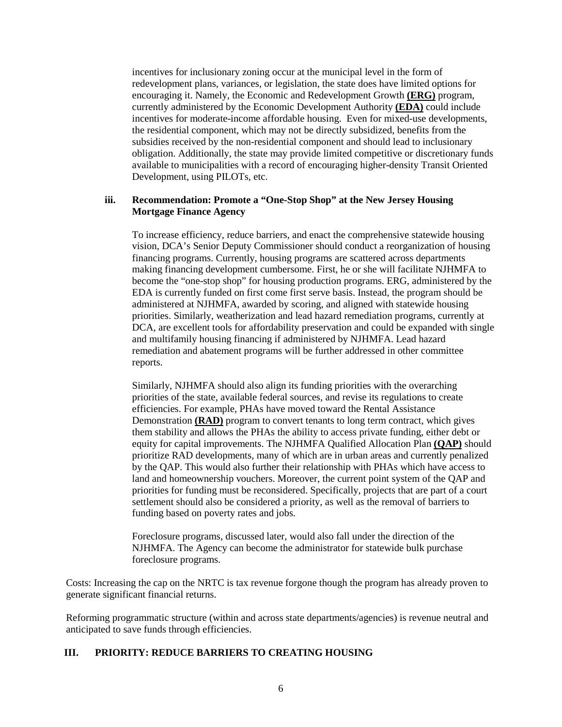incentives for inclusionary zoning occur at the municipal level in the form of redevelopment plans, variances, or legislation, the state does have limited options for encouraging it. Namely, the Economic and Redevelopment Growth **(ERG)** program, currently administered by the Economic Development Authority **(EDA)** could include incentives for moderate-income affordable housing. Even for mixed-use developments, the residential component, which may not be directly subsidized, benefits from the subsidies received by the non-residential component and should lead to inclusionary obligation. Additionally, the state may provide limited competitive or discretionary funds available to municipalities with a record of encouraging higher-density Transit Oriented Development, using PILOTs, etc.

### iii. Recommendation: Promote a "One-Stop Shop" at the New Jersey Housing Mortgage Finance Agency

To increase efficiency, reduce barriers, and enact the comprehensive statewide housing vision, DCA's Senior Deputy Commissioner should conduct a reorganization of housing financing programs. Currently, housing programs are scattered across departments making financing development cumbersome. First, he or she will facilitate NJHMFA to become the "one-stop shop" for housing production programs. ERG, administered by the EDA is currently funded on first come first serve basis. Instead, the program should be administered at NJHMFA, awarded by scoring, and aligned with statewide housing priorities. Similarly, weatherization and lead hazard remediation programs, currently at DCA, are excellent tools for affordability preservation and could be expanded with single and multifamily housing financing if administered by NJHMFA. Lead hazard remediation and abatement programs will be further addressed in other committee reports.

Similarly, NJHMFA should also align its funding priorities with the overarching priorities of the state, available federal sources, and revise its regulations to create efficiencies. For example, PHAs have moved toward the Rental Assistance Demonstration **(RAD)** program to convert tenants to long term contract, which gives them stability and allows the PHAs the ability to access private funding, either debt or equity for capital improvements. The NJHMFA Qualified Allocation Plan **(QAP)** should prioritize RAD developments, many of which are in urban areas and currently penalized by the QAP. This would also further their relationship with PHAs which have access to land and homeownership vouchers. Moreover, the current point system of the QAP and priorities for funding must be reconsidered. Specifically, projects that are part of a court settlement should also be considered a priority, as well as the removal of barriers to funding based on poverty rates and jobs.

Foreclosure programs, discussed later, would also fall under the direction of the NJHMFA. The Agency can become the administrator for statewide bulk purchase foreclosure programs.

Costs: Increasing the cap on the NRTC is tax revenue forgone though the program has already proven to generate significant financial returns.

Reforming programmatic structure (within and across state departments/agencies) is revenue neutral and anticipated to save funds through efficiencies.

## III. PRIORITY: REDUCE BARRIERS TO CREATING HOUSING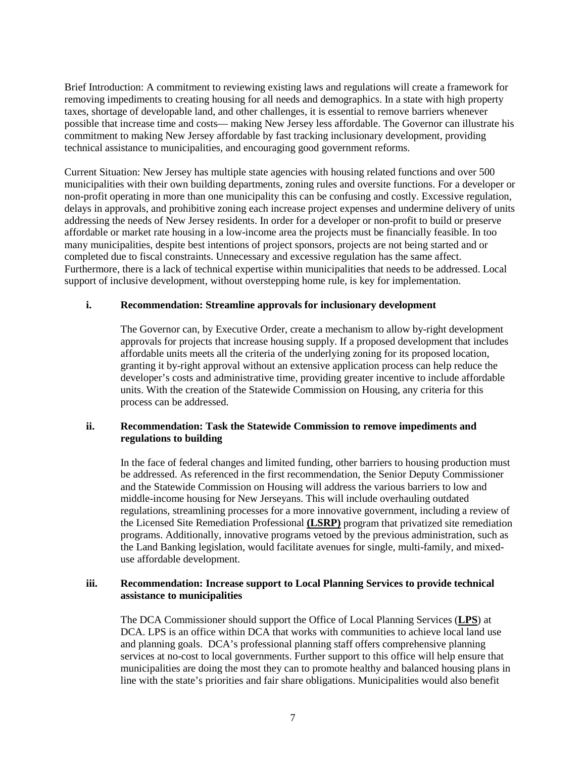Brief Introduction: A commitment to reviewing existing laws and regulations will create a framework for removing impediments to creating housing for all needs and demographics. In a state with high property taxes, shortage of developable land, and other challenges, it is essential to remove barriers whenever possible that increase time and costs— making New Jersey less affordable. The Governor can illustrate his commitment to making New Jersey affordable by fast tracking inclusionary development, providing technical assistance to municipalities, and encouraging good government reforms.

Current Situation: New Jersey has multiple state agencies with housing related functions and over 500 municipalities with their own building departments, zoning rules and oversite functions. For a developer or non-profit operating in more than one municipality this can be confusing and costly. Excessive regulation, delays in approvals, and prohibitive zoning each increase project expenses and undermine delivery of units addressing the needs of New Jersey residents. In order for a developer or non-profit to build or preserve affordable or market rate housing in a low-income area the projects must be financially feasible. In too many municipalities, despite best intentions of project sponsors, projects are not being started and or completed due to fiscal constraints. Unnecessary and excessive regulation has the same affect. Furthermore, there is a lack of technical expertise within municipalities that needs to be addressed. Local support of inclusive development, without overstepping home rule, is key for implementation.

**i. Recommendation: Streamline approvals for inclusionary development**

The Governor can, by Executive Order, create a mechanism to allow by-right development approvals for projects that increase housing supply. If a proposed development that includes affordable units meets all the criteria of the underlying zoning for its proposed location, granting it by-right approval without an extensive application process can help reduce the developer's costs and administrative time, providing greater incentive to include affordable units. With the creation of the Statewide Commission on Housing, any criteria for this process can be addressed.

**ii. Recommendation: Task the Statewide Commission to remove impediments and regulations to building**

In the face of federal changes and limited funding, other barriers to housing production must be addressed. As referenced in the first recommendation, the Senior Deputy Commissioner and the Statewide Commission on Housing will address the various barriers to low and middle-income housing for New Jerseyans. This will include overhauling outdated regulations, streamlining processes for a more innovative government, including a review of the Licensed Site Remediation Professional **(LSRP)** program that privatized site remediation programs. Additionally, innovative programs vetoed by the previous administration, such as the Land Banking legislation, would facilitate avenues for single, multi-family, and mixed-use affordable development.

**iii. Recommendation: Increase support to Local Planning Services to provide technical assistance to municipalities**

The DCA Commissioner should support the Office of Local Planning Services (**LPS**) at DCA. LPS is an office within DCA that works with communities to achieve local land use and planning goals. DCA's professional planning staff offers comprehensive planning services at no-cost to local governments. Further support to this office will help ensure that municipalities are doing the most they can to promote healthy and balanced housing plans in line with the state's priorities and fair share obligations. Municipalities would also benefit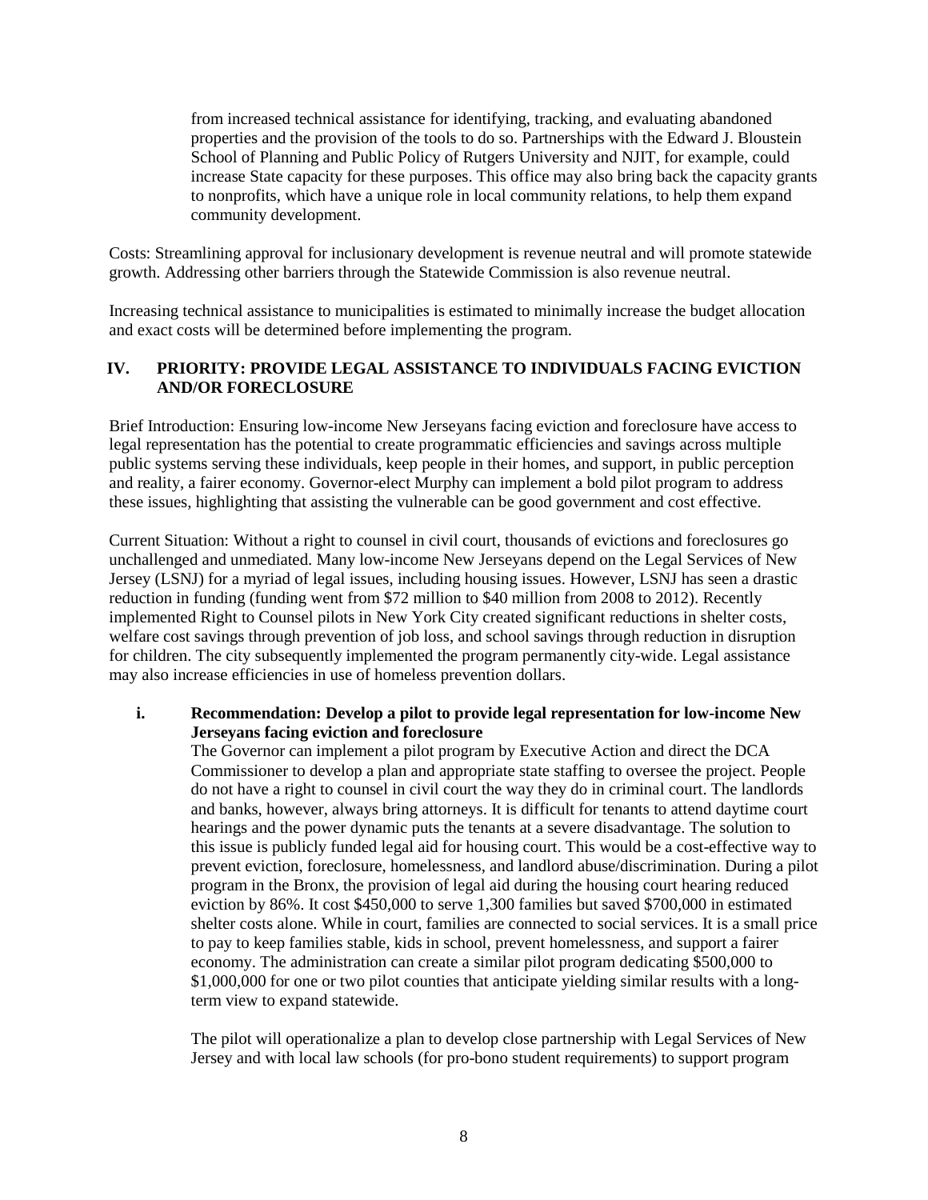from increased technical assistance for identifying, tracking, and evaluating abandoned properties and the provision of the tools to do so. Partnerships with the Edward J. Bloustein School of Planning and Public Policy of Rutgers University and NJIT, for example, could increase State capacity for these purposes. This office may also bring back the capacity grants to nonprofits, which have a unique role in local community relations, to help them expand community development.

Costs: Streamlining approval for inclusionary development is revenue neutral and will promote statewide growth. Addressing other barriers through the Statewide Commission is also revenue neutral.

Increasing technical assistance to municipalities is estimated to minimally increase the budget allocation and exact costs will be determined before implementing the program.

## IV. PRIORITY: PROVIDE LEGAL ASSISTANCE TO INDIVIDUALS FACING EVICTION AND/OR FORECLOSURE

Brief Introduction: Ensuring low-income New Jerseyans facing eviction and foreclosure have access to legal representation has the potential to create programmatic efficiencies and savings across multiple public systems serving these individuals, keep people in their homes, and support, in public perception and reality, a fairer economy. Governor-elect Murphy can implement a bold pilot program to address these issues, highlighting that assisting the vulnerable can be good government and cost effective.

Current Situation: Without a right to counsel in civil court, thousands of evictions and foreclosures go unchallenged and unmediated. Many low-income New Jerseyans depend on the Legal Services of New Jersey (LSNJ) for a myriad of legal issues, including housing issues. However, LSNJ has seen a drastic reduction in funding (funding went from $72 million to $40 million from 2008 to 2012). Recently implemented Right to Counsel pilots in New York City created significant reductions in shelter costs, welfare cost savings through prevention of job loss, and school savings through reduction in disruption for children. The city subsequently implemented the program permanently city-wide. Legal assistance may also increase efficiencies in use of homeless prevention dollars.

### i. Recommendation: Develop a pilot to provide legal representation for low-income New Jerseyans facing eviction and foreclosure

The Governor can implement a pilot program by Executive Action and direct the DCA Commissioner to develop a plan and appropriate state staffing to oversee the project. People do not have a right to counsel in civil court the way they do in criminal court. The landlords and banks, however, always bring attorneys. It is difficult for tenants to attend daytime court hearings and the power dynamic puts the tenants at a severe disadvantage. The solution to this issue is publicly funded legal aid for housing court. This would be a cost-effective way to prevent eviction, foreclosure, homelessness, and landlord abuse/discrimination. During a pilot program in the Bronx, the provision of legal aid during the housing court hearing reduced eviction by 86%. It cost $450,000 to serve 1,300 families but saved $700,000 in estimated shelter costs alone. While in court, families are connected to social services. It is a small price to pay to keep families stable, kids in school, prevent homelessness, and support a fairer economy. The administration can create a similar pilot program dedicating $500,000 to $1,000,000 for one or two pilot counties that anticipate yielding similar results with a long-term view to expand statewide.

The pilot will operationalize a plan to develop close partnership with Legal Services of New Jersey and with local law schools (for pro-bono student requirements) to support program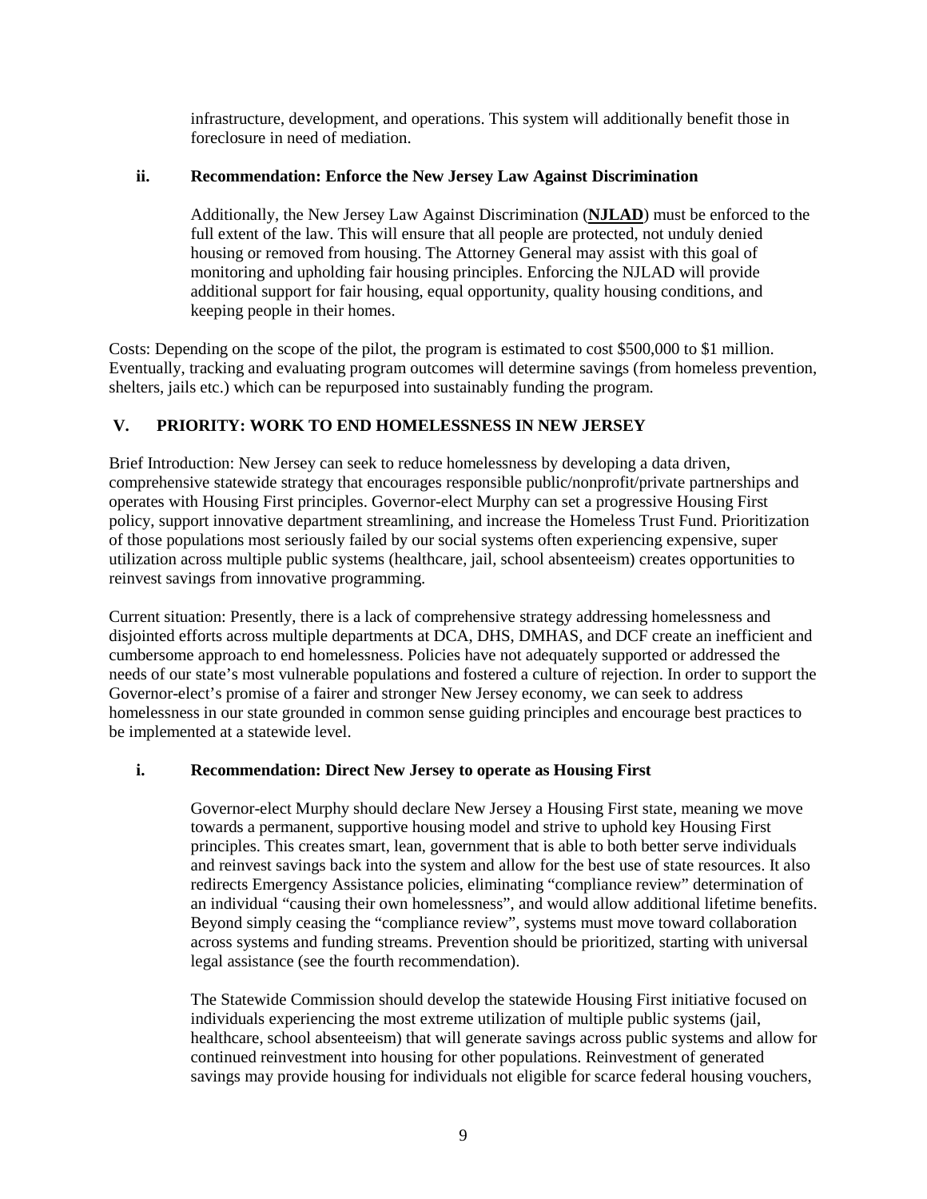infrastructure, development, and operations. This system will additionally benefit those in foreclosure in need of mediation.

### ii. Recommendation: Enforce the New Jersey Law Against Discrimination

Additionally, the New Jersey Law Against Discrimination (**NJLAD**) must be enforced to the full extent of the law. This will ensure that all people are protected, not unduly denied housing or removed from housing. The Attorney General may assist with this goal of monitoring and upholding fair housing principles. Enforcing the NJLAD will provide additional support for fair housing, equal opportunity, quality housing conditions, and keeping people in their homes.

Costs: Depending on the scope of the pilot, the program is estimated to cost $500,000 to $1 million. Eventually, tracking and evaluating program outcomes will determine savings (from homeless prevention, shelters, jails etc.) which can be repurposed into sustainably funding the program.

## V. PRIORITY: WORK TO END HOMELESSNESS IN NEW JERSEY

Brief Introduction: New Jersey can seek to reduce homelessness by developing a data driven, comprehensive statewide strategy that encourages responsible public/nonprofit/private partnerships and operates with Housing First principles. Governor-elect Murphy can set a progressive Housing First policy, support innovative department streamlining, and increase the Homeless Trust Fund. Prioritization of those populations most seriously failed by our social systems often experiencing expensive, super utilization across multiple public systems (healthcare, jail, school absenteeism) creates opportunities to reinvest savings from innovative programming.

Current situation: Presently, there is a lack of comprehensive strategy addressing homelessness and disjointed efforts across multiple departments at DCA, DHS, DMHAS, and DCF create an inefficient and cumbersome approach to end homelessness. Policies have not adequately supported or addressed the needs of our state's most vulnerable populations and fostered a culture of rejection. In order to support the Governor-elect's promise of a fairer and stronger New Jersey economy, we can seek to address homelessness in our state grounded in common sense guiding principles and encourage best practices to be implemented at a statewide level.

### i. Recommendation: Direct New Jersey to operate as Housing First

Governor-elect Murphy should declare New Jersey a Housing First state, meaning we move towards a permanent, supportive housing model and strive to uphold key Housing First principles. This creates smart, lean, government that is able to both better serve individuals and reinvest savings back into the system and allow for the best use of state resources. It also redirects Emergency Assistance policies, eliminating "compliance review" determination of an individual "causing their own homelessness", and would allow additional lifetime benefits. Beyond simply ceasing the "compliance review", systems must move toward collaboration across systems and funding streams. Prevention should be prioritized, starting with universal legal assistance (see the fourth recommendation).

The Statewide Commission should develop the statewide Housing First initiative focused on individuals experiencing the most extreme utilization of multiple public systems (jail, healthcare, school absenteeism) that will generate savings across public systems and allow for continued reinvestment into housing for other populations. Reinvestment of generated savings may provide housing for individuals not eligible for scarce federal housing vouchers,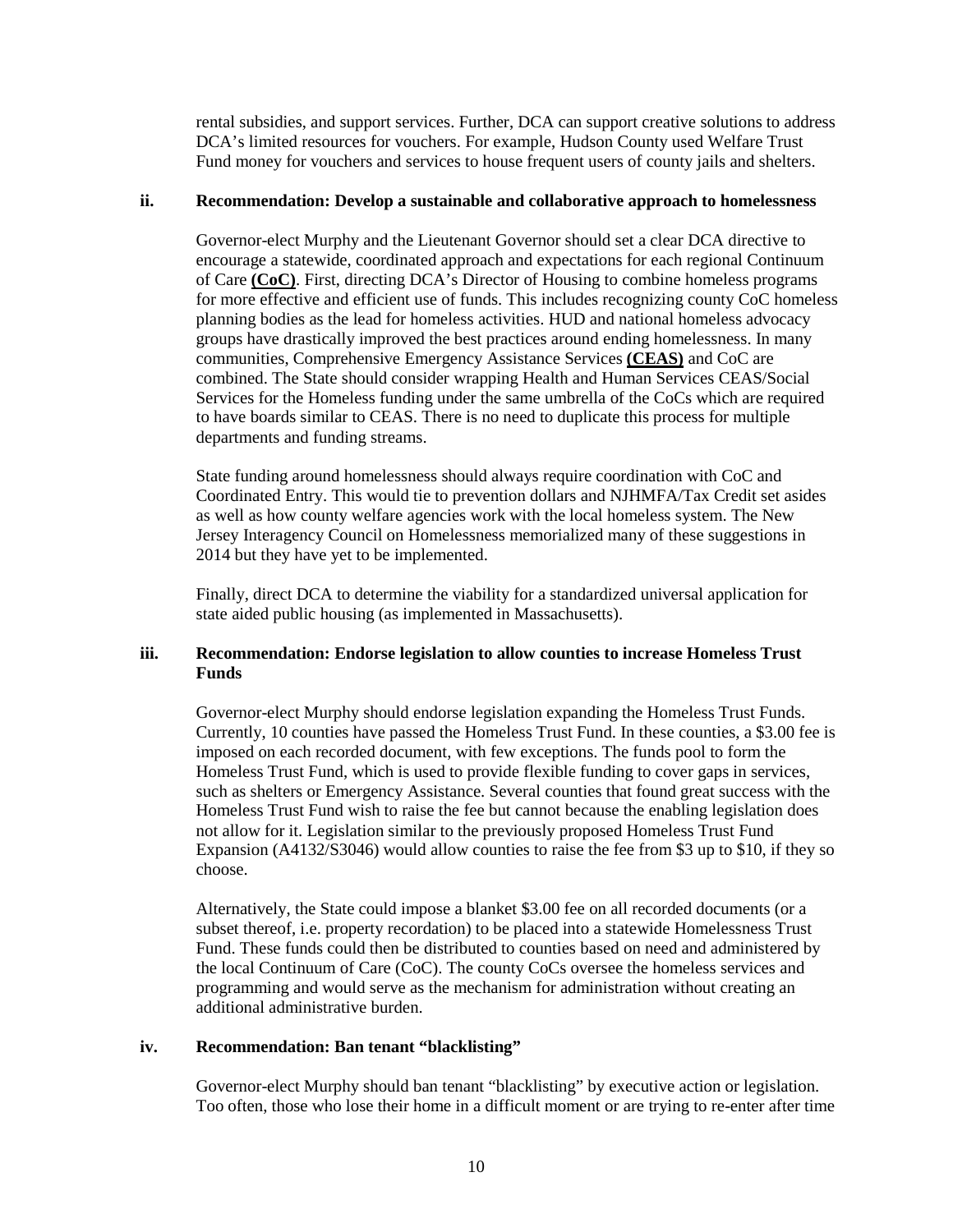rental subsidies, and support services. Further, DCA can support creative solutions to address DCA's limited resources for vouchers. For example, Hudson County used Welfare Trust Fund money for vouchers and services to house frequent users of county jails and shelters.

### ii. Recommendation: Develop a sustainable and collaborative approach to homelessness

Governor-elect Murphy and the Lieutenant Governor should set a clear DCA directive to encourage a statewide, coordinated approach and expectations for each regional Continuum of Care **(CoC)**. First, directing DCA's Director of Housing to combine homeless programs for more effective and efficient use of funds. This includes recognizing county CoC homeless planning bodies as the lead for homeless activities. HUD and national homeless advocacy groups have drastically improved the best practices around ending homelessness. In many communities, Comprehensive Emergency Assistance Services **(CEAS)** and CoC are combined. The State should consider wrapping Health and Human Services CEAS/Social Services for the Homeless funding under the same umbrella of the CoCs which are required to have boards similar to CEAS. There is no need to duplicate this process for multiple departments and funding streams.

State funding around homelessness should always require coordination with CoC and Coordinated Entry. This would tie to prevention dollars and NJHMFA/Tax Credit set asides as well as how county welfare agencies work with the local homeless system. The New Jersey Interagency Council on Homelessness memorialized many of these suggestions in 2014 but they have yet to be implemented.

Finally, direct DCA to determine the viability for a standardized universal application for state aided public housing (as implemented in Massachusetts).

### iii. Recommendation: Endorse legislation to allow counties to increase Homeless Trust Funds

Governor-elect Murphy should endorse legislation expanding the Homeless Trust Funds. Currently, 10 counties have passed the Homeless Trust Fund. In these counties, a $3.00 fee is imposed on each recorded document, with few exceptions. The funds pool to form the Homeless Trust Fund, which is used to provide flexible funding to cover gaps in services, such as shelters or Emergency Assistance. Several counties that found great success with the Homeless Trust Fund wish to raise the fee but cannot because the enabling legislation does not allow for it. Legislation similar to the previously proposed Homeless Trust Fund Expansion (A4132/S3046) would allow counties to raise the fee from $3 up to $10, if they so choose.

Alternatively, the State could impose a blanket $3.00 fee on all recorded documents (or a subset thereof, i.e. property recordation) to be placed into a statewide Homelessness Trust Fund. These funds could then be distributed to counties based on need and administered by the local Continuum of Care (CoC). The county CoCs oversee the homeless services and programming and would serve as the mechanism for administration without creating an additional administrative burden.

### iv. Recommendation: Ban tenant "blacklisting"

Governor-elect Murphy should ban tenant "blacklisting" by executive action or legislation. Too often, those who lose their home in a difficult moment or are trying to re-enter after time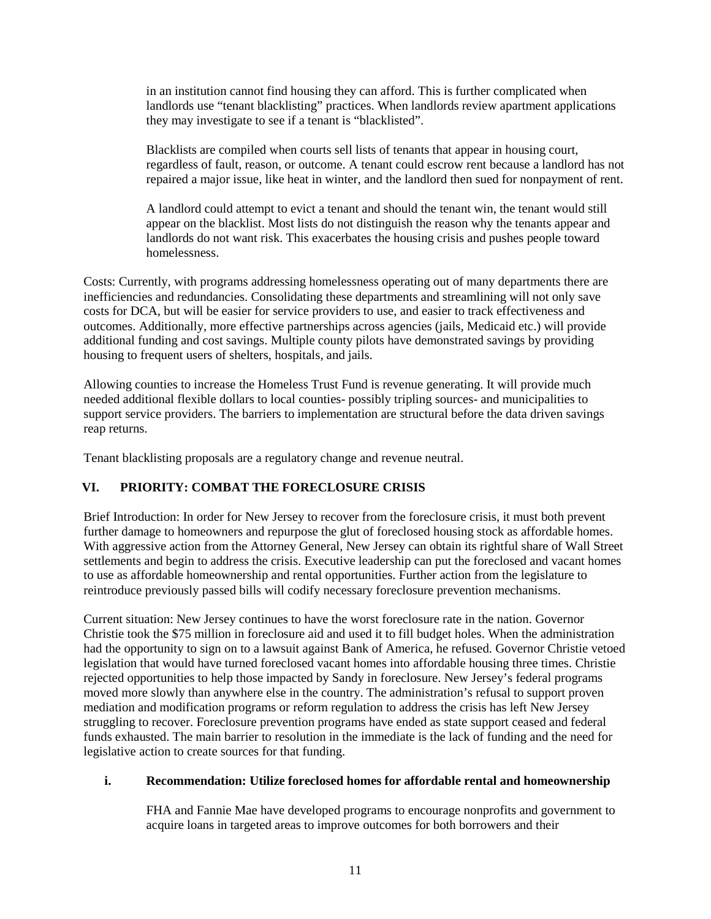in an institution cannot find housing they can afford. This is further complicated when landlords use "tenant blacklisting" practices. When landlords review apartment applications they may investigate to see if a tenant is "blacklisted".

Blacklists are compiled when courts sell lists of tenants that appear in housing court, regardless of fault, reason, or outcome. A tenant could escrow rent because a landlord has not repaired a major issue, like heat in winter, and the landlord then sued for nonpayment of rent.

A landlord could attempt to evict a tenant and should the tenant win, the tenant would still appear on the blacklist. Most lists do not distinguish the reason why the tenants appear and landlords do not want risk. This exacerbates the housing crisis and pushes people toward homelessness.

Costs: Currently, with programs addressing homelessness operating out of many departments there are inefficiencies and redundancies. Consolidating these departments and streamlining will not only save costs for DCA, but will be easier for service providers to use, and easier to track effectiveness and outcomes. Additionally, more effective partnerships across agencies (jails, Medicaid etc.) will provide additional funding and cost savings. Multiple county pilots have demonstrated savings by providing housing to frequent users of shelters, hospitals, and jails.

Allowing counties to increase the Homeless Trust Fund is revenue generating. It will provide much needed additional flexible dollars to local counties- possibly tripling sources- and municipalities to support service providers. The barriers to implementation are structural before the data driven savings reap returns.

Tenant blacklisting proposals are a regulatory change and revenue neutral.

## VI. PRIORITY: COMBAT THE FORECLOSURE CRISIS

Brief Introduction: In order for New Jersey to recover from the foreclosure crisis, it must both prevent further damage to homeowners and repurpose the glut of foreclosed housing stock as affordable homes. With aggressive action from the Attorney General, New Jersey can obtain its rightful share of Wall Street settlements and begin to address the crisis. Executive leadership can put the foreclosed and vacant homes to use as affordable homeownership and rental opportunities. Further action from the legislature to reintroduce previously passed bills will codify necessary foreclosure prevention mechanisms.

Current situation: New Jersey continues to have the worst foreclosure rate in the nation. Governor Christie took the $75 million in foreclosure aid and used it to fill budget holes. When the administration had the opportunity to sign on to a lawsuit against Bank of America, he refused. Governor Christie vetoed legislation that would have turned foreclosed vacant homes into affordable housing three times. Christie rejected opportunities to help those impacted by Sandy in foreclosure. New Jersey's federal programs moved more slowly than anywhere else in the country. The administration's refusal to support proven mediation and modification programs or reform regulation to address the crisis has left New Jersey struggling to recover. Foreclosure prevention programs have ended as state support ceased and federal funds exhausted. The main barrier to resolution in the immediate is the lack of funding and the need for legislative action to create sources for that funding.

### i. Recommendation: Utilize foreclosed homes for affordable rental and homeownership

FHA and Fannie Mae have developed programs to encourage nonprofits and government to acquire loans in targeted areas to improve outcomes for both borrowers and their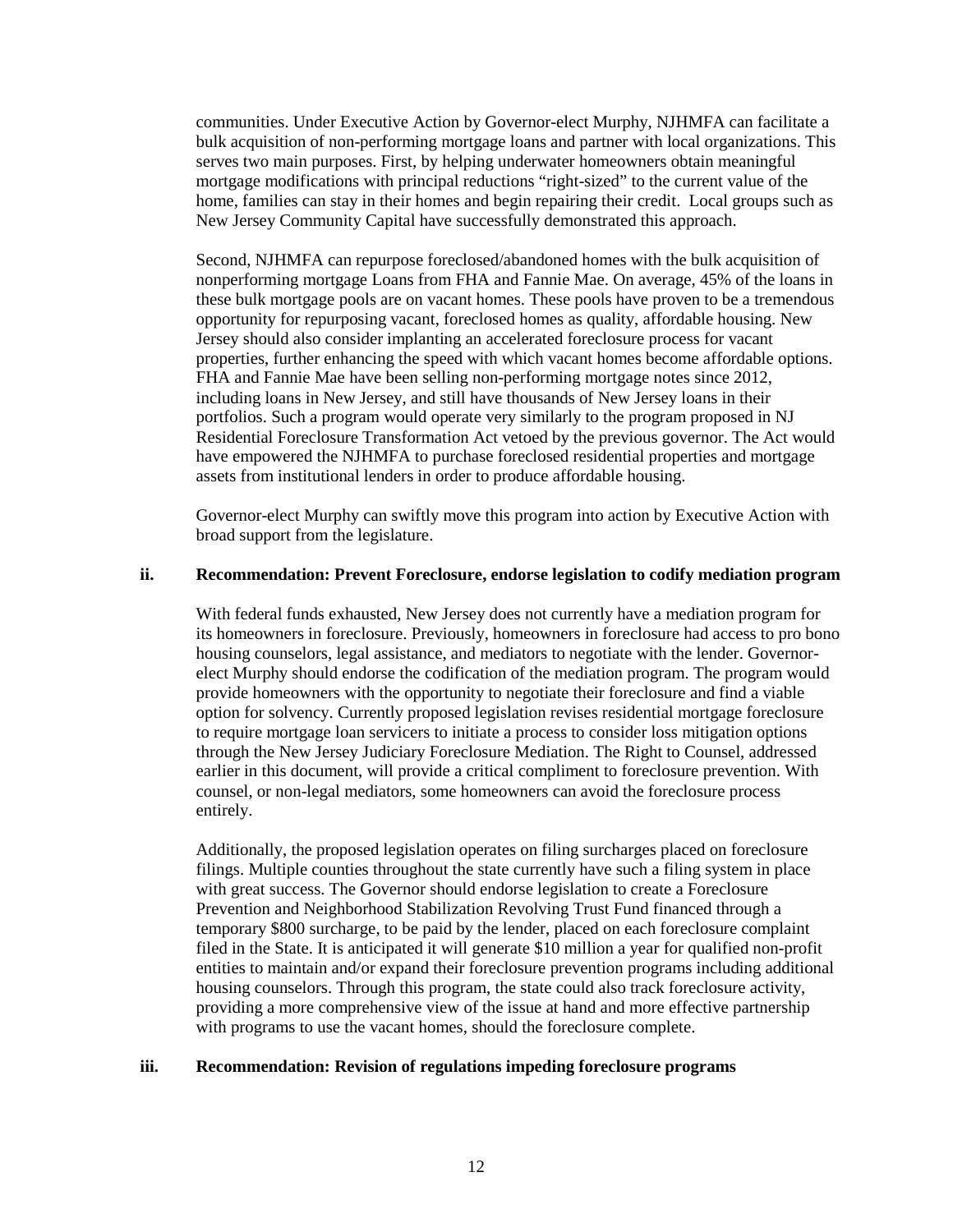communities. Under Executive Action by Governor-elect Murphy, NJHMFA can facilitate a bulk acquisition of non-performing mortgage loans and partner with local organizations. This serves two main purposes. First, by helping underwater homeowners obtain meaningful mortgage modifications with principal reductions "right-sized" to the current value of the home, families can stay in their homes and begin repairing their credit. Local groups such as New Jersey Community Capital have successfully demonstrated this approach.

Second, NJHMFA can repurpose foreclosed/abandoned homes with the bulk acquisition of nonperforming mortgage Loans from FHA and Fannie Mae. On average, 45% of the loans in these bulk mortgage pools are on vacant homes. These pools have proven to be a tremendous opportunity for repurposing vacant, foreclosed homes as quality, affordable housing. New Jersey should also consider implanting an accelerated foreclosure process for vacant properties, further enhancing the speed with which vacant homes become affordable options. FHA and Fannie Mae have been selling non-performing mortgage notes since 2012, including loans in New Jersey, and still have thousands of New Jersey loans in their portfolios. Such a program would operate very similarly to the program proposed in NJ Residential Foreclosure Transformation Act vetoed by the previous governor. The Act would have empowered the NJHMFA to purchase foreclosed residential properties and mortgage assets from institutional lenders in order to produce affordable housing.

Governor-elect Murphy can swiftly move this program into action by Executive Action with broad support from the legislature.

**ii. Recommendation: Prevent Foreclosure, endorse legislation to codify mediation program**

With federal funds exhausted, New Jersey does not currently have a mediation program for its homeowners in foreclosure. Previously, homeowners in foreclosure had access to pro bono housing counselors, legal assistance, and mediators to negotiate with the lender. Governor-elect Murphy should endorse the codification of the mediation program. The program would provide homeowners with the opportunity to negotiate their foreclosure and find a viable option for solvency. Currently proposed legislation revises residential mortgage foreclosure to require mortgage loan servicers to initiate a process to consider loss mitigation options through the New Jersey Judiciary Foreclosure Mediation. The Right to Counsel, addressed earlier in this document, will provide a critical compliment to foreclosure prevention. With counsel, or non-legal mediators, some homeowners can avoid the foreclosure process entirely.

Additionally, the proposed legislation operates on filing surcharges placed on foreclosure filings. Multiple counties throughout the state currently have such a filing system in place with great success. The Governor should endorse legislation to create a Foreclosure Prevention and Neighborhood Stabilization Revolving Trust Fund financed through a temporary $800 surcharge, to be paid by the lender, placed on each foreclosure complaint filed in the State. It is anticipated it will generate $10 million a year for qualified non-profit entities to maintain and/or expand their foreclosure prevention programs including additional housing counselors. Through this program, the state could also track foreclosure activity, providing a more comprehensive view of the issue at hand and more effective partnership with programs to use the vacant homes, should the foreclosure complete.

**iii. Recommendation: Revision of regulations impeding foreclosure programs**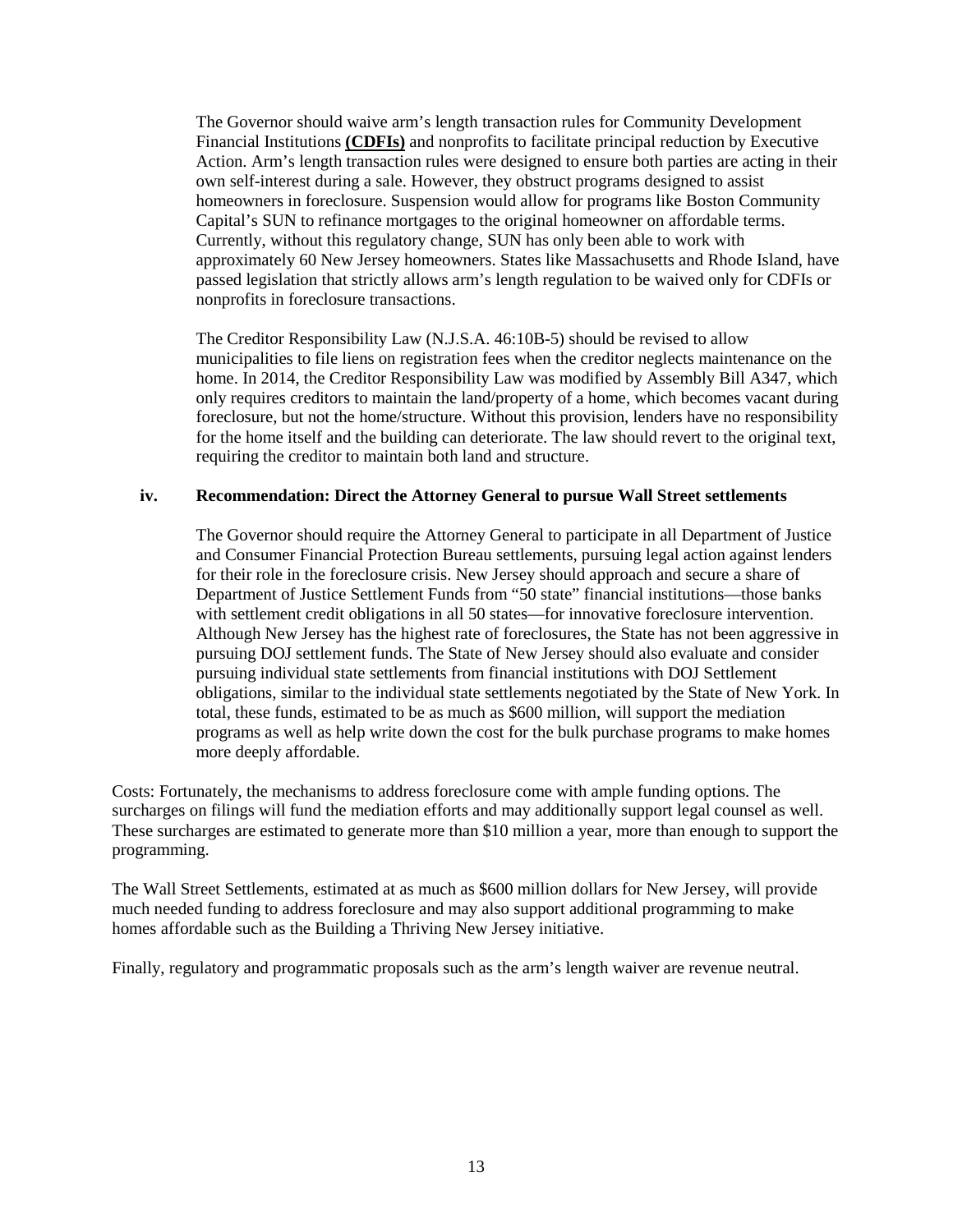The Governor should waive arm's length transaction rules for Community Development Financial Institutions **(CDFIs)** and nonprofits to facilitate principal reduction by Executive Action. Arm's length transaction rules were designed to ensure both parties are acting in their own self-interest during a sale. However, they obstruct programs designed to assist homeowners in foreclosure. Suspension would allow for programs like Boston Community Capital's SUN to refinance mortgages to the original homeowner on affordable terms. Currently, without this regulatory change, SUN has only been able to work with approximately 60 New Jersey homeowners. States like Massachusetts and Rhode Island, have passed legislation that strictly allows arm's length regulation to be waived only for CDFIs or nonprofits in foreclosure transactions.

The Creditor Responsibility Law (N.J.S.A. 46:10B-5) should be revised to allow municipalities to file liens on registration fees when the creditor neglects maintenance on the home. In 2014, the Creditor Responsibility Law was modified by Assembly Bill A347, which only requires creditors to maintain the land/property of a home, which becomes vacant during foreclosure, but not the home/structure. Without this provision, lenders have no responsibility for the home itself and the building can deteriorate. The law should revert to the original text, requiring the creditor to maintain both land and structure.

#### iv. Recommendation: Direct the Attorney General to pursue Wall Street settlements

The Governor should require the Attorney General to participate in all Department of Justice and Consumer Financial Protection Bureau settlements, pursuing legal action against lenders for their role in the foreclosure crisis. New Jersey should approach and secure a share of Department of Justice Settlement Funds from "50 state" financial institutions—those banks with settlement credit obligations in all 50 states—for innovative foreclosure intervention. Although New Jersey has the highest rate of foreclosures, the State has not been aggressive in pursuing DOJ settlement funds. The State of New Jersey should also evaluate and consider pursuing individual state settlements from financial institutions with DOJ Settlement obligations, similar to the individual state settlements negotiated by the State of New York. In total, these funds, estimated to be as much as $600 million, will support the mediation programs as well as help write down the cost for the bulk purchase programs to make homes more deeply affordable.

Costs: Fortunately, the mechanisms to address foreclosure come with ample funding options. The surcharges on filings will fund the mediation efforts and may additionally support legal counsel as well. These surcharges are estimated to generate more than $10 million a year, more than enough to support the programming.

The Wall Street Settlements, estimated at as much as $600 million dollars for New Jersey, will provide much needed funding to address foreclosure and may also support additional programming to make homes affordable such as the Building a Thriving New Jersey initiative.

Finally, regulatory and programmatic proposals such as the arm's length waiver are revenue neutral.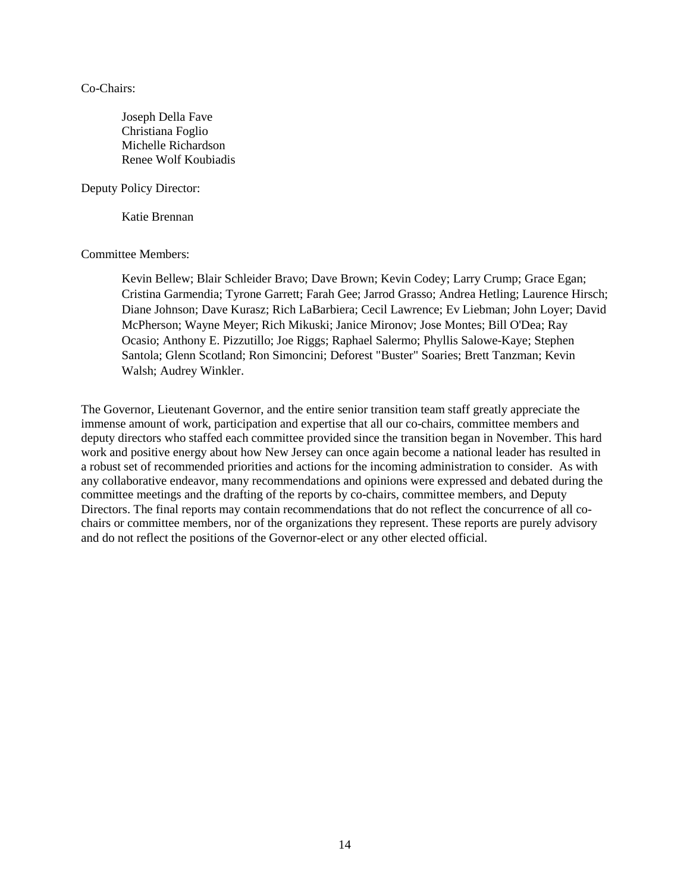Co-Chairs:

Joseph Della Fave
Christiana Foglio
Michelle Richardson
Renee Wolf Koubiadis

Deputy Policy Director:

Katie Brennan

Committee Members:

Kevin Bellew; Blair Schleider Bravo; Dave Brown; Kevin Codey; Larry Crump; Grace Egan; Cristina Garmendia; Tyrone Garrett; Farah Gee; Jarrod Grasso; Andrea Hetling; Laurence Hirsch; Diane Johnson; Dave Kurasz; Rich LaBarbiera; Cecil Lawrence; Ev Liebman; John Loyer; David McPherson; Wayne Meyer; Rich Mikuski; Janice Mironov; Jose Montes; Bill O'Dea; Ray Ocasio; Anthony E. Pizzutillo; Joe Riggs; Raphael Salermo; Phyllis Salowe-Kaye; Stephen Santola; Glenn Scotland; Ron Simoncini; Deforest "Buster" Soaries; Brett Tanzman; Kevin Walsh; Audrey Winkler.

The Governor, Lieutenant Governor, and the entire senior transition team staff greatly appreciate the immense amount of work, participation and expertise that all our co-chairs, committee members and deputy directors who staffed each committee provided since the transition began in November. This hard work and positive energy about how New Jersey can once again become a national leader has resulted in a robust set of recommended priorities and actions for the incoming administration to consider. As with any collaborative endeavor, many recommendations and opinions were expressed and debated during the committee meetings and the drafting of the reports by co-chairs, committee members, and Deputy Directors. The final reports may contain recommendations that do not reflect the concurrence of all co-chairs or committee members, nor of the organizations they represent. These reports are purely advisory and do not reflect the positions of the Governor-elect or any other elected official.